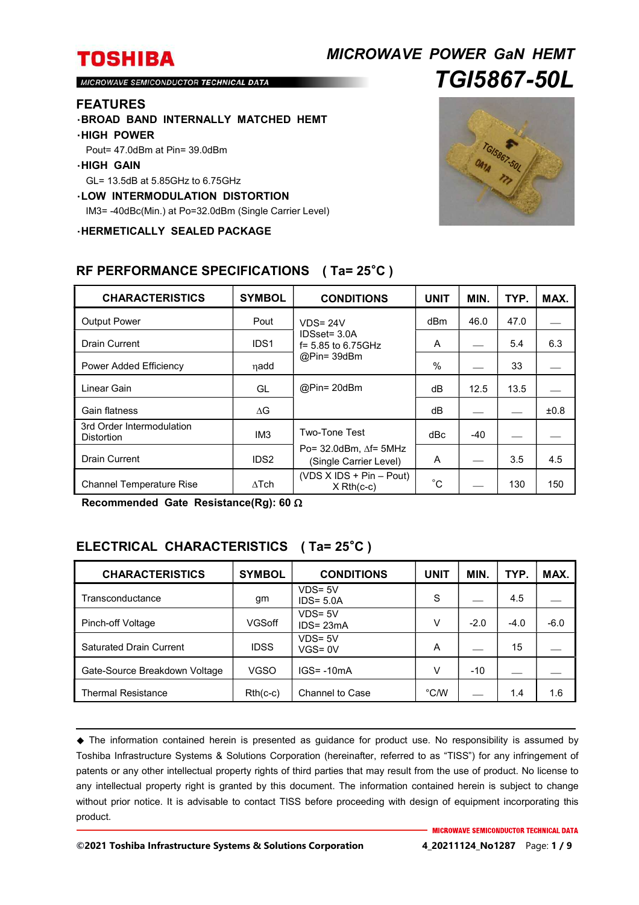# TOSHIBA

MICROWAVE SEMICONDUCTOR TECHNICAL DATA

## MICROWAVE POWER GaN HEMT

# TGI5867-50L

## FEATURES

- **BROAD BAND INTERNALLY MATCHED HEMT**
- **HIGH POWER**
  Pout= 47.0dBm at Pin= 39.0dBm
- **HIGH GAIN**
  GL= 13.5dB at 5.85GHz to 6.75GHz
- **LOW INTERMODULATION DISTORTION**
  IM3= -40dBc(Min.) at Po=32.0dBm (Single Carrier Level)
- **HERMETICALLY SEALED PACKAGE**

## RF PERFORMANCE SPECIFICATIONS ( Ta= 25˚C )

| CHARACTERISTICS | SYMBOL | CONDITIONS | UNIT | MIN. | TYP. | MAX. |
|---|---|---|---|---|---|---|
| Output Power | Pout | VDS= 24V IDSset= 3.0A f= 5.85 to 6.75GHz @Pin= 39dBm | dBm | 46.0 | 47.0 | — |
| Drain Current | IDS1 | | A | — | 5.4 | 6.3 |
| Power Added Efficiency | ηadd | | % | — | 33 | — |
| Linear Gain | GL | @Pin= 20dBm | dB | 12.5 | 13.5 | — |
| Gain flatness | ΔG | | dB | — | — | ±0.8 |
| 3rd Order Intermodulation Distortion | IM3 | Two-Tone Test Po= 32.0dBm, Δf= 5MHz (Single Carrier Level) | dBc | -40 | — | — |
| Drain Current | IDS2 | | A | — | 3.5 | 4.5 |
| Channel Temperature Rise | ΔTch | (VDS X IDS + Pin – Pout) X Rth(c-c) | ˚C | — | 130 | 150 |

**Recommended Gate Resistance(Rg): 60 Ω**

## ELECTRICAL CHARACTERISTICS ( Ta= 25˚C )

| CHARACTERISTICS | SYMBOL | CONDITIONS | UNIT | MIN. | TYP. | MAX. |
|---|---|---|---|---|---|---|
| Transconductance | gm | VDS= 5V IDS= 5.0A | S | — | 4.5 | — |
| Pinch-off Voltage | VGSoff | VDS= 5V IDS= 23mA | V | -2.0 | -4.0 | -6.0 |
| Saturated Drain Current | IDSS | VDS= 5V VGS= 0V | A | — | 15 | — |
| Gate-Source Breakdown Voltage | VGSO | IGS= -10mA | V | -10 | — | — |
| Thermal Resistance | Rth(c-c) | Channel to Case | °C/W | — | 1.4 | 1.6 |

◆ The information contained herein is presented as guidance for product use. No responsibility is assumed by Toshiba Infrastructure Systems & Solutions Corporation (hereinafter, referred to as “TISS”) for any infringement of patents or any other intellectual property rights of third parties that may result from the use of product. No license to any intellectual property right is granted by this document. The information contained herein is subject to change without prior notice. It is advisable to contact TISS before proceeding with design of equipment incorporating this product.

©2021 Toshiba Infrastructure Systems & Solutions Corporation 4_20211124_No1287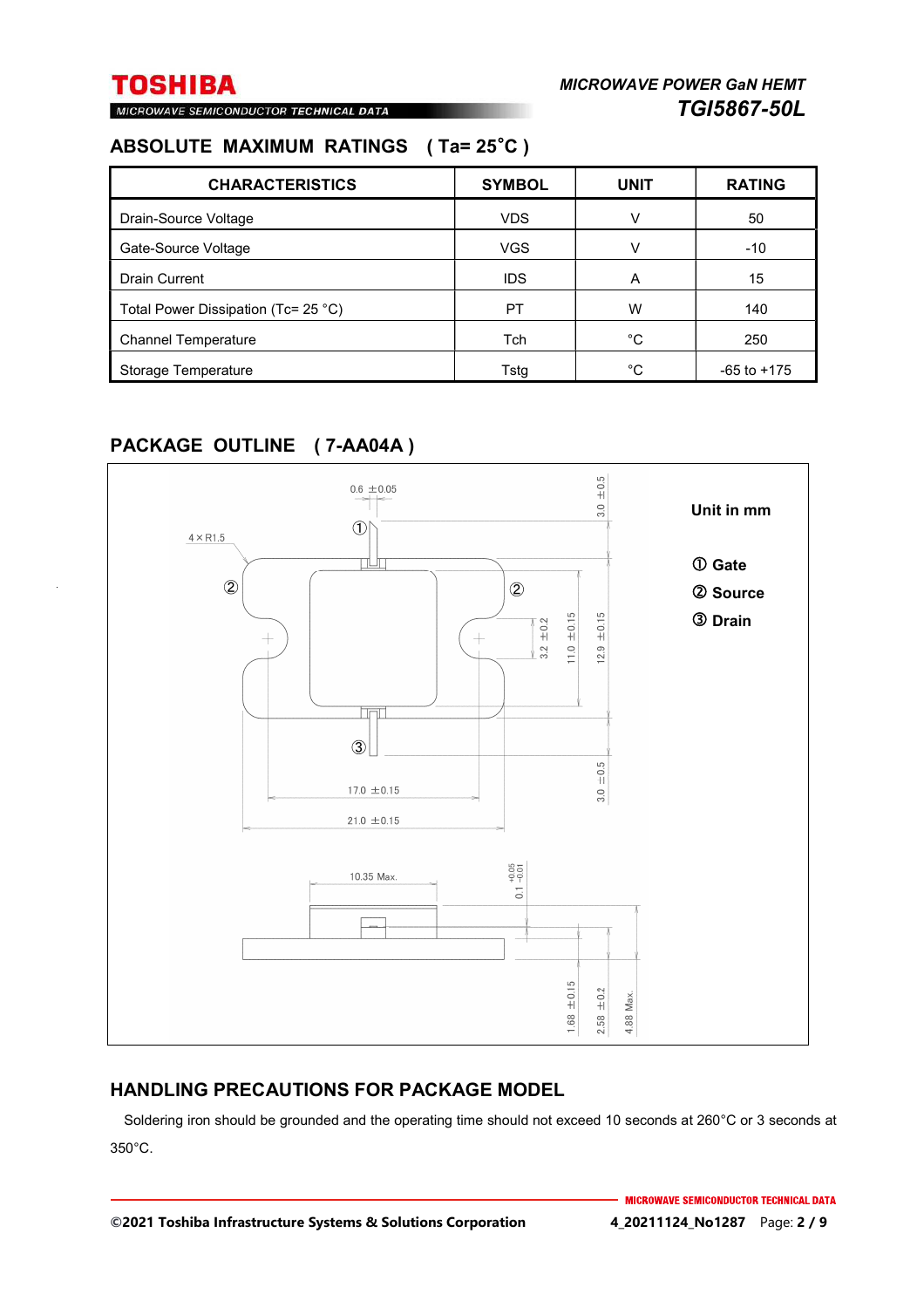## ABSOLUTE MAXIMUM RATINGS ( Ta= 25°C )

| CHARACTERISTICS | SYMBOL | UNIT | RATING |
|---|---|---|---|
| Drain-Source Voltage | VDS | V | 50 |
| Gate-Source Voltage | VGS | V | -10 |
| Drain Current | IDS | A | 15 |
| Total Power Dissipation (Tc= 25 °C) | PT | W | 140 |
| Channel Temperature | Tch | °C | 250 |
| Storage Temperature | Tstg | °C | -65 to +175 |

## PACKAGE OUTLINE ( 7-AA04A )

Unit in mm

① Gate
② Source
③ Drain

0.6 ±0.05
4 × R1.5
3.0 ±0.5
3.2 ±0.2
11.0 ±0.15
12.9 ±0.15
3.0 ±0.5
17.0 ±0.15
21.0 ±0.15
10.35 Max.
0.1 +0.05 / -0.01
1.68 ±0.15
2.58 ±0.2
4.88 Max.

## HANDLING PRECAUTIONS FOR PACKAGE MODEL

Soldering iron should be grounded and the operating time should not exceed 10 seconds at 260°C or 3 seconds at 350°C.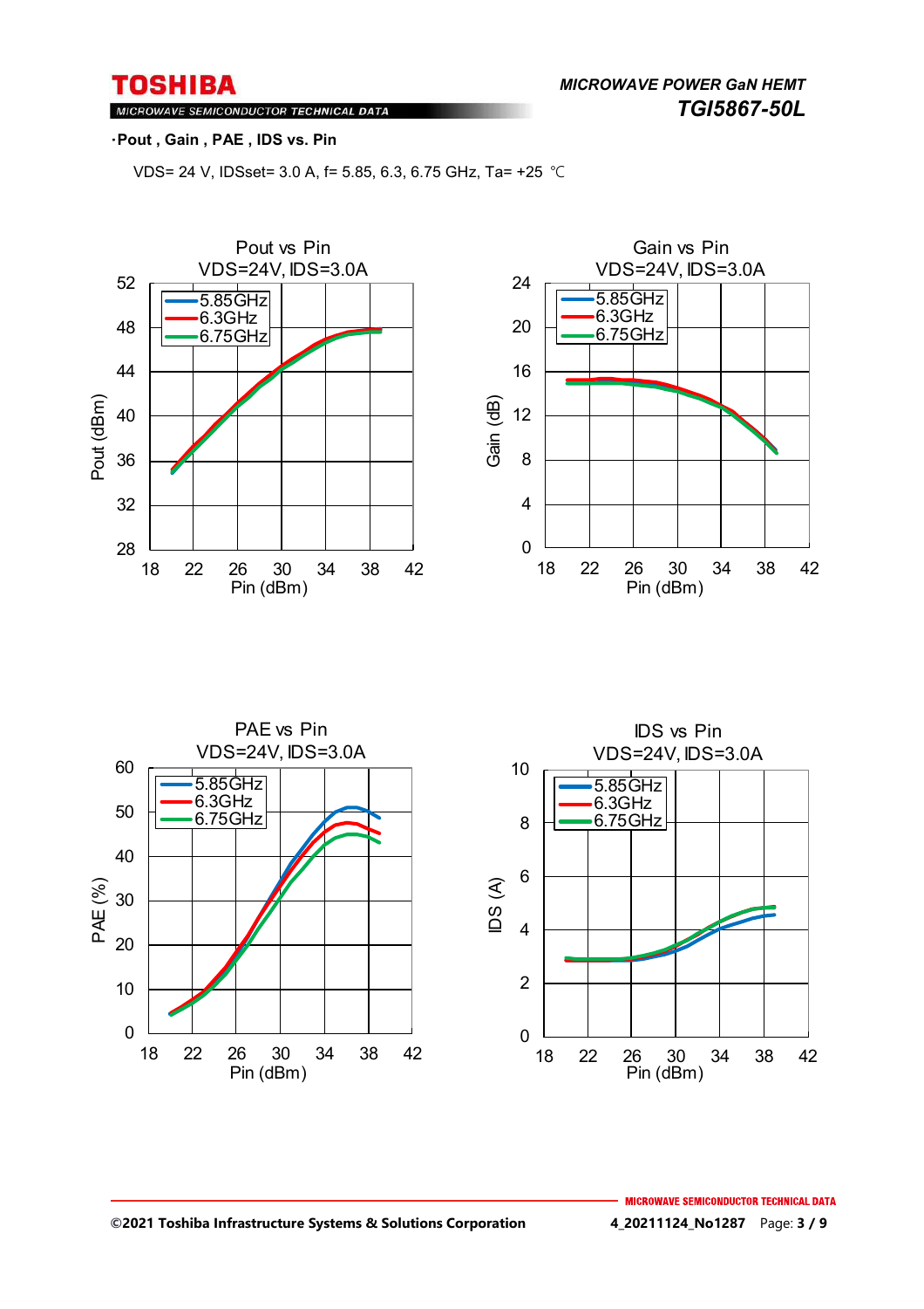·**Pout , Gain , PAE , IDS vs. Pin**

VDS= 24 V, IDSset= 3.0 A, f= 5.85, 6.3, 6.75 GHz, Ta= +25 ℃

Pout vs Pin
VDS=24V, IDS=3.0A

Gain vs Pin
VDS=24V, IDS=3.0A

PAE vs Pin
VDS=24V, IDS=3.0A

IDS vs Pin
VDS=24V, IDS=3.0A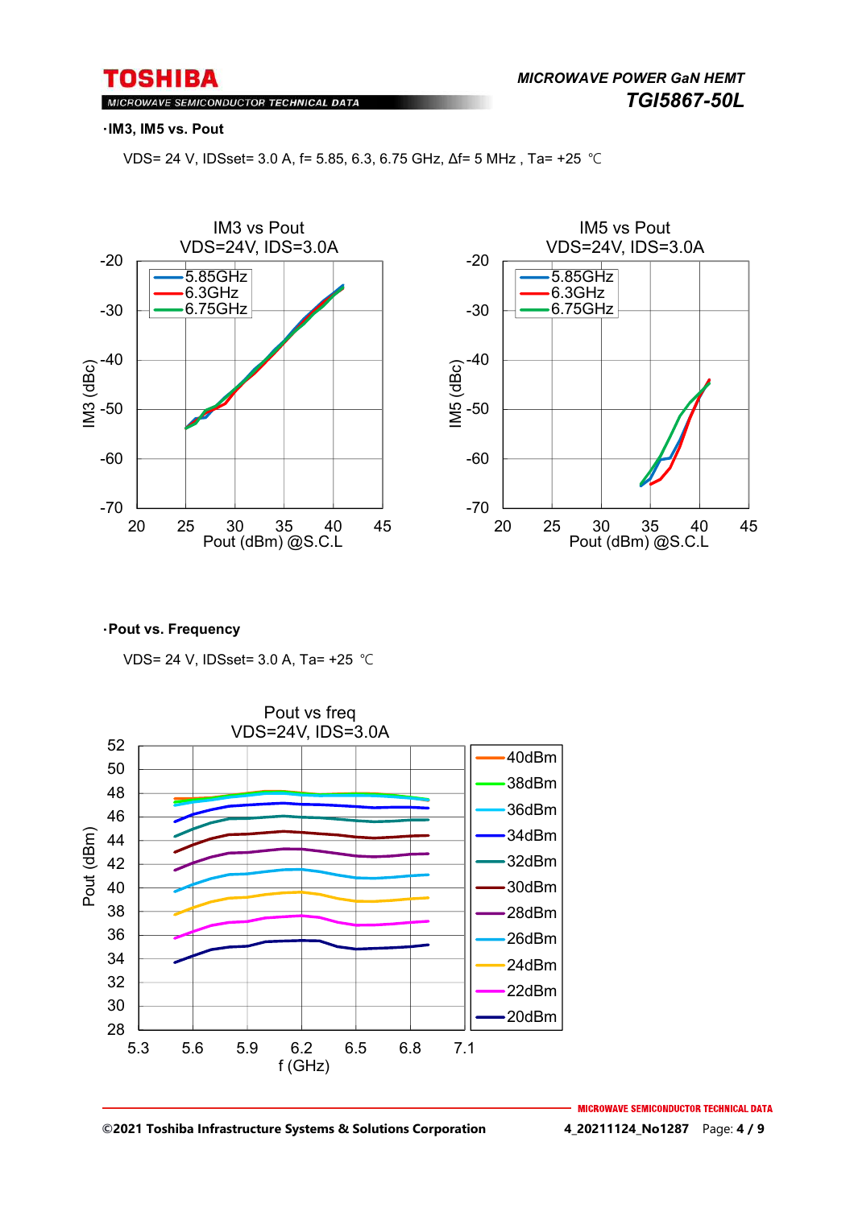- **IM3, IM5 vs. Pout**

VDS= 24 V, IDSset= 3.0 A, f= 5.85, 6.3, 6.75 GHz, Δf= 5 MHz , Ta= +25 ℃

- **Pout vs. Frequency**

VDS= 24 V, IDSset= 3.0 A, Ta= +25 ℃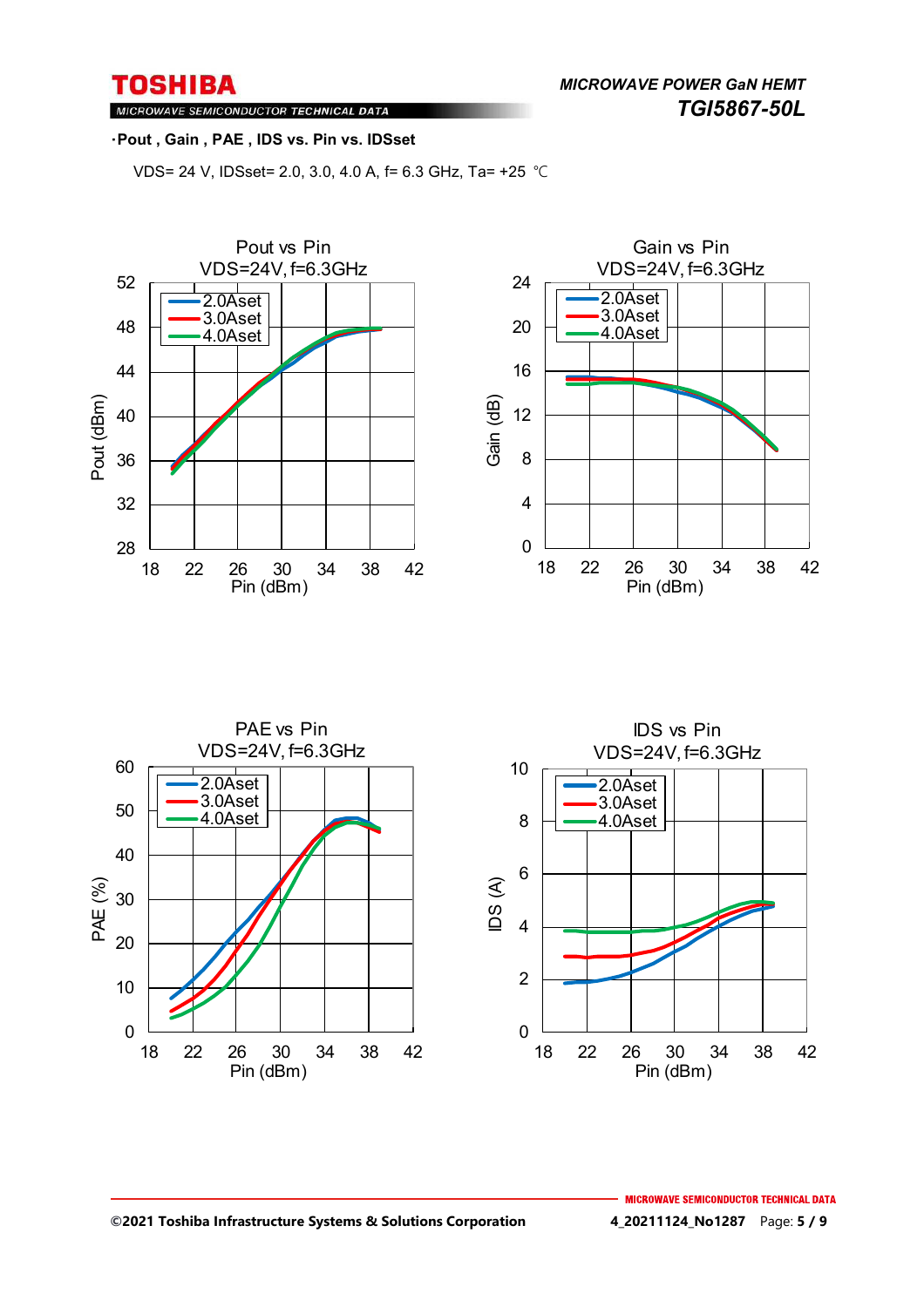·**Pout , Gain , PAE , IDS vs. Pin vs. IDSset**

VDS= 24 V, IDSset= 2.0, 3.0, 4.0 A, f= 6.3 GHz, Ta= +25 ℃

Pout vs Pin
VDS=24V, f=6.3GHz

Gain vs Pin
VDS=24V, f=6.3GHz

PAE vs Pin
VDS=24V, f=6.3GHz

IDS vs Pin
VDS=24V, f=6.3GHz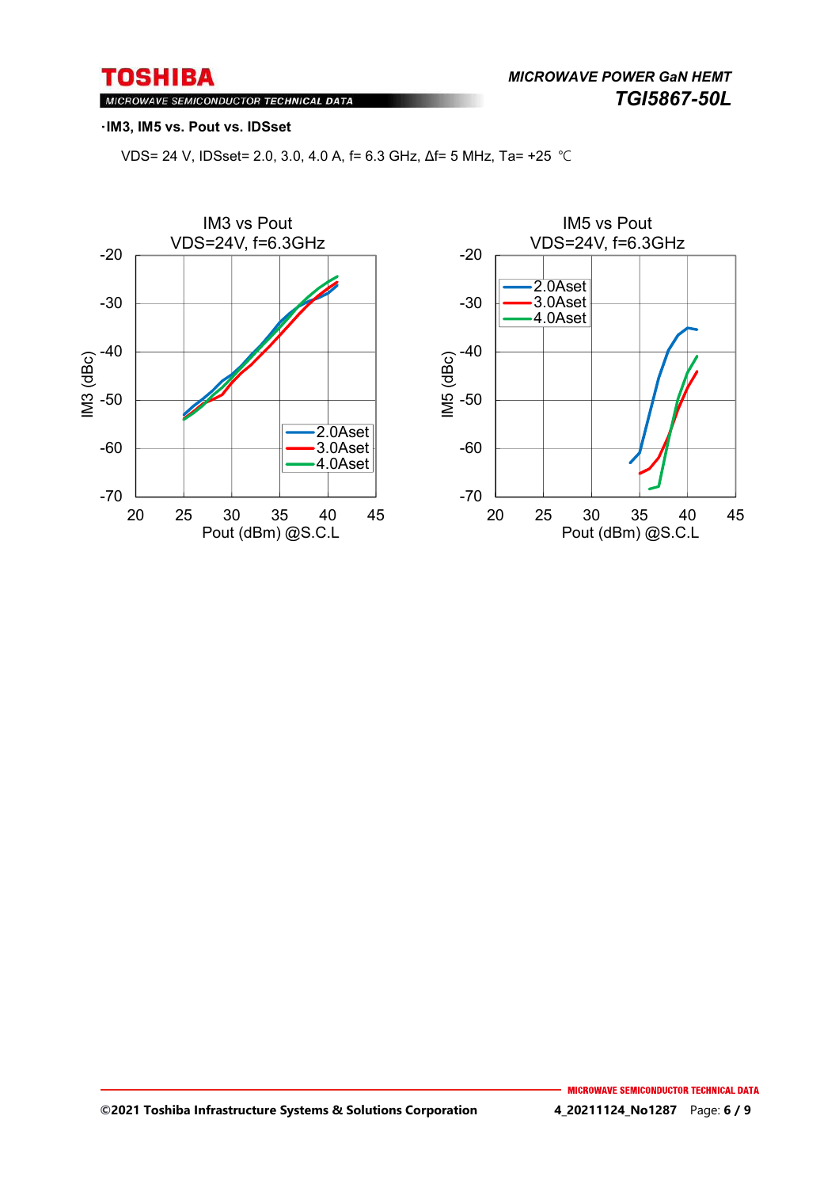**·IM3, IM5 vs. Pout vs. IDSset**

VDS= 24 V, IDSset= 2.0, 3.0, 4.0 A, f= 6.3 GHz, Δf= 5 MHz, Ta= +25 ℃

IM3 vs Pout
VDS=24V, f=6.3GHz

IM3 (dBc) vs. Pout (dBm) @S.C.L — 2.0Aset, 3.0Aset, 4.0Aset

IM5 vs Pout
VDS=24V, f=6.3GHz

IM5 (dBc) vs. Pout (dBm) @S.C.L — 2.0Aset, 3.0Aset, 4.0Aset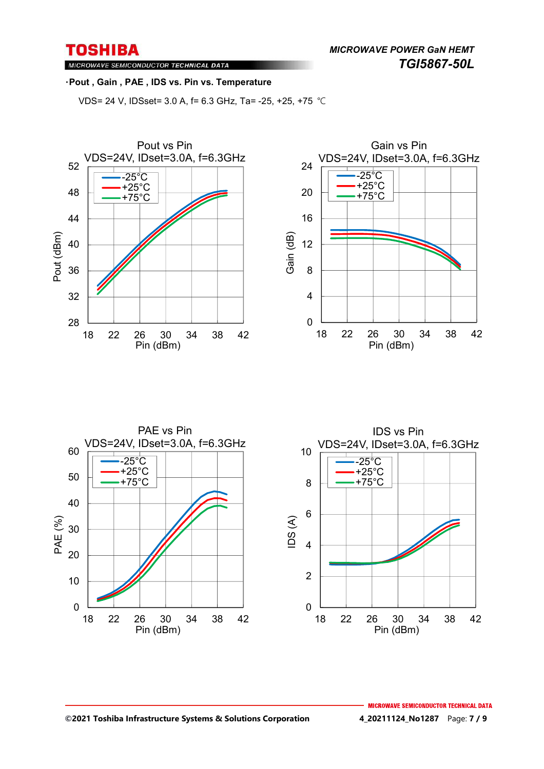·**Pout , Gain , PAE , IDS vs. Pin vs. Temperature**

VDS= 24 V, IDSset= 3.0 A, f= 6.3 GHz, Ta= -25, +25, +75 ℃

Pout vs Pin
VDS=24V, IDset=3.0A, f=6.3GHz

Gain vs Pin
VDS=24V, IDset=3.0A, f=6.3GHz

PAE vs Pin
VDS=24V, IDset=3.0A, f=6.3GHz

IDS vs Pin
VDS=24V, IDset=3.0A, f=6.3GHz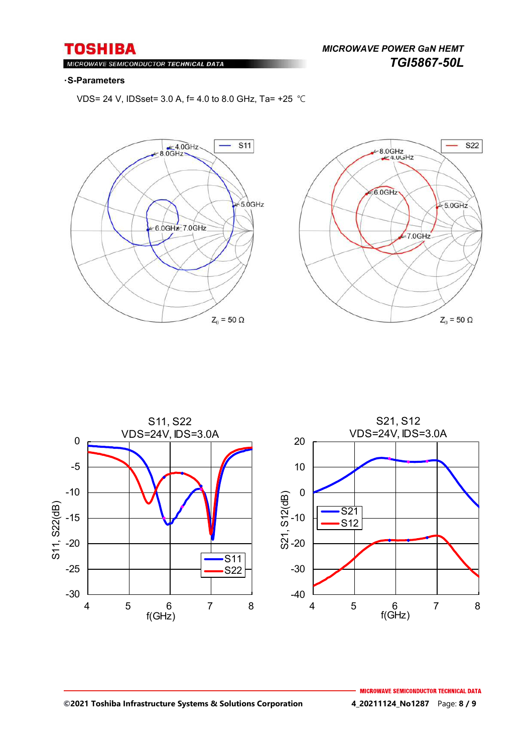**·S-Parameters**

VDS= 24 V, IDSset= 3.0 A, f= 4.0 to 8.0 GHz, Ta= +25 ℃

S11 ($Z_0$ = 50 Ω): 4.0GHz, 5.0GHz, 6.0GHz, 7.0GHz, 8.0GHz

S22 ($Z_0$ = 50 Ω): 4.0GHz, 5.0GHz, 6.0GHz, 7.0GHz, 8.0GHz

S11, S22
VDS=24V, IDS=3.0A

S21, S12
VDS=24V, IDS=3.0A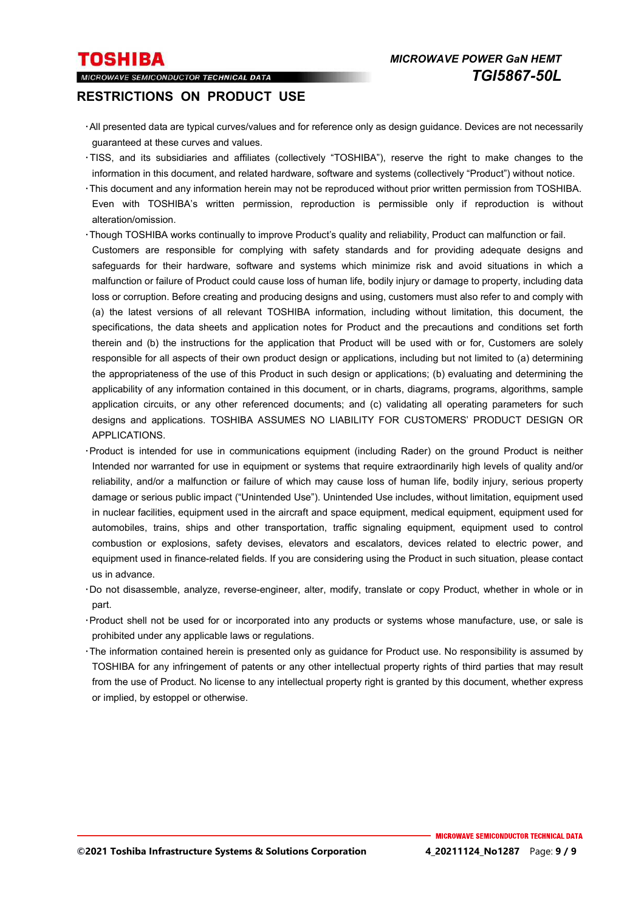## RESTRICTIONS ON PRODUCT USE

- All presented data are typical curves/values and for reference only as design guidance. Devices are not necessarily guaranteed at these curves and values.
- TISS, and its subsidiaries and affiliates (collectively "TOSHIBA"), reserve the right to make changes to the information in this document, and related hardware, software and systems (collectively "Product") without notice.
- This document and any information herein may not be reproduced without prior written permission from TOSHIBA. Even with TOSHIBA's written permission, reproduction is permissible only if reproduction is without alteration/omission.
- Though TOSHIBA works continually to improve Product's quality and reliability, Product can malfunction or fail. Customers are responsible for complying with safety standards and for providing adequate designs and safeguards for their hardware, software and systems which minimize risk and avoid situations in which a malfunction or failure of Product could cause loss of human life, bodily injury or damage to property, including data loss or corruption. Before creating and producing designs and using, customers must also refer to and comply with (a) the latest versions of all relevant TOSHIBA information, including without limitation, this document, the specifications, the data sheets and application notes for Product and the precautions and conditions set forth therein and (b) the instructions for the application that Product will be used with or for, Customers are solely responsible for all aspects of their own product design or applications, including but not limited to (a) determining the appropriateness of the use of this Product in such design or applications; (b) evaluating and determining the applicability of any information contained in this document, or in charts, diagrams, programs, algorithms, sample application circuits, or any other referenced documents; and (c) validating all operating parameters for such designs and applications. TOSHIBA ASSUMES NO LIABILITY FOR CUSTOMERS' PRODUCT DESIGN OR APPLICATIONS.
- Product is intended for use in communications equipment (including Rader) on the ground Product is neither Intended nor warranted for use in equipment or systems that require extraordinarily high levels of quality and/or reliability, and/or a malfunction or failure of which may cause loss of human life, bodily injury, serious property damage or serious public impact ("Unintended Use"). Unintended Use includes, without limitation, equipment used in nuclear facilities, equipment used in the aircraft and space equipment, medical equipment, equipment used for automobiles, trains, ships and other transportation, traffic signaling equipment, equipment used to control combustion or explosions, safety devises, elevators and escalators, devices related to electric power, and equipment used in finance-related fields. If you are considering using the Product in such situation, please contact us in advance.
- Do not disassemble, analyze, reverse-engineer, alter, modify, translate or copy Product, whether in whole or in part.
- Product shell not be used for or incorporated into any products or systems whose manufacture, use, or sale is prohibited under any applicable laws or regulations.
- The information contained herein is presented only as guidance for Product use. No responsibility is assumed by TOSHIBA for any infringement of patents or any other intellectual property rights of third parties that may result from the use of Product. No license to any intellectual property right is granted by this document, whether express or implied, by estoppel or otherwise.